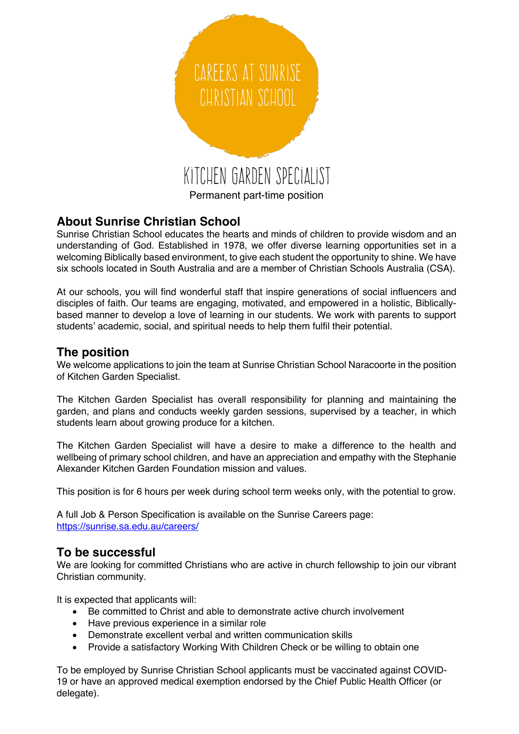CAREERS AT SUNRISE CHRISTIAN SCHOOL

# KITCHEN GARDEN SPECIALIST

Permanent part-time position

## About Sunrise Christian School

Sunrise Christian School educates the hearts and minds of children to provide wisdom and an understanding of God. Established in 1978, we offer diverse learning opportunities set in a welcoming Biblically based environment, to give each student the opportunity to shine. We have six schools located in South Australia and are a member of Christian Schools Australia (CSA).

At our schools, you will find wonderful staff that inspire generations of social influencers and disciples of faith. Our teams are engaging, motivated, and empowered in a holistic, Biblically-based manner to develop a love of learning in our students. We work with parents to support students' academic, social, and spiritual needs to help them fulfil their potential.

## The position

We welcome applications to join the team at Sunrise Christian School Naracoorte in the position of Kitchen Garden Specialist.

The Kitchen Garden Specialist has overall responsibility for planning and maintaining the garden, and plans and conducts weekly garden sessions, supervised by a teacher, in which students learn about growing produce for a kitchen.

The Kitchen Garden Specialist will have a desire to make a difference to the health and wellbeing of primary school children, and have an appreciation and empathy with the Stephanie Alexander Kitchen Garden Foundation mission and values.

This position is for 6 hours per week during school term weeks only, with the potential to grow.

A full Job & Person Specification is available on the Sunrise Careers page:
https://sunrise.sa.edu.au/careers/

## To be successful

We are looking for committed Christians who are active in church fellowship to join our vibrant Christian community.

It is expected that applicants will:

- Be committed to Christ and able to demonstrate active church involvement
- Have previous experience in a similar role
- Demonstrate excellent verbal and written communication skills
- Provide a satisfactory Working With Children Check or be willing to obtain one

To be employed by Sunrise Christian School applicants must be vaccinated against COVID-19 or have an approved medical exemption endorsed by the Chief Public Health Officer (or delegate).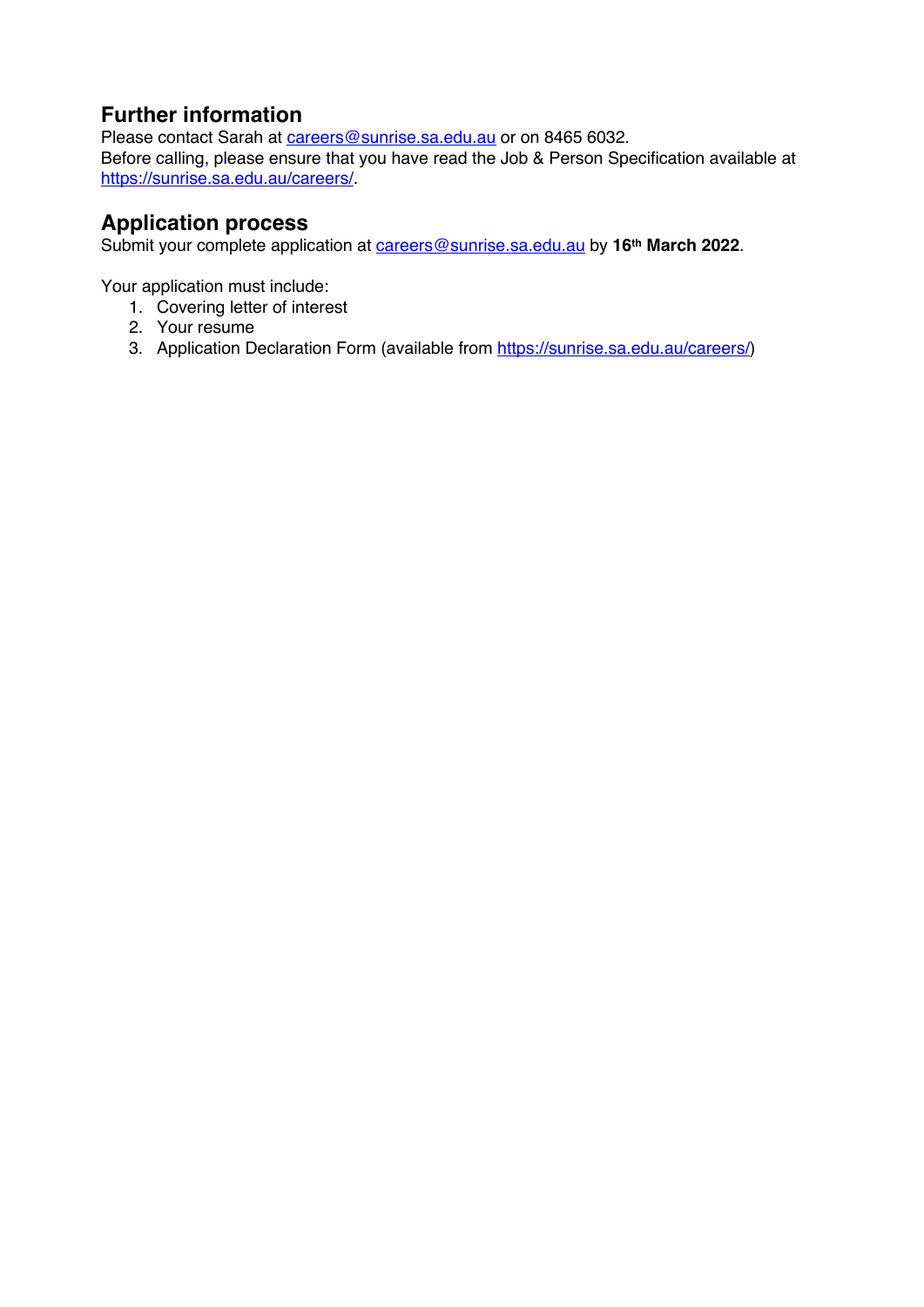## Further information

Please contact Sarah at careers@sunrise.sa.edu.au or on 8465 6032.
Before calling, please ensure that you have read the Job & Person Specification available at https://sunrise.sa.edu.au/careers/.

## Application process

Submit your complete application at careers@sunrise.sa.edu.au by **16th March 2022**.

Your application must include:

1. Covering letter of interest
2. Your resume
3. Application Declaration Form (available from https://sunrise.sa.edu.au/careers/)